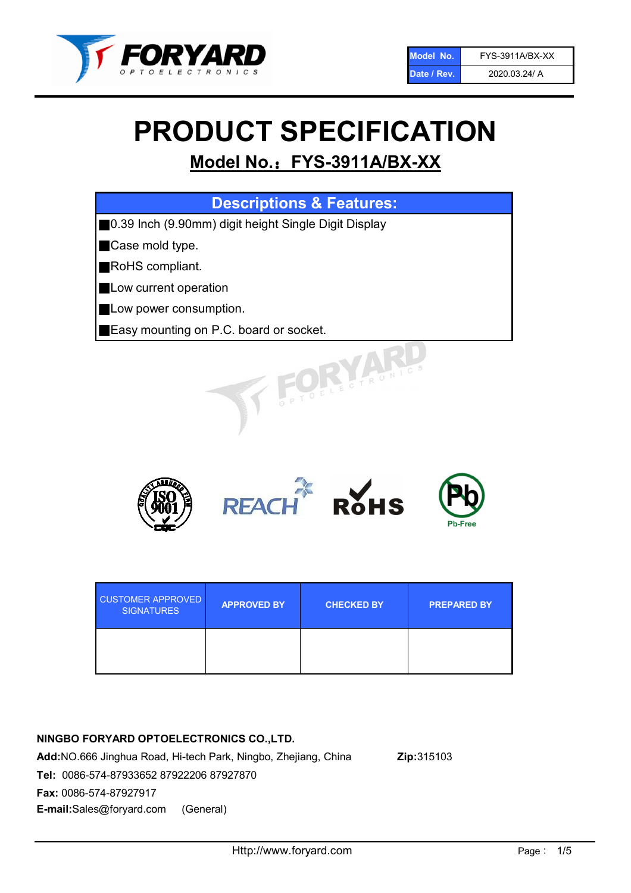| Model No. | FYS-3911A/BX-XX |
| --- | --- |
| Date / Rev. | 2020.03.24/ A |

# PRODUCT SPECIFICATION

## Model No.：FYS-3911A/BX-XX

| Descriptions & Features: |
| --- |
| ■0.39 Inch (9.90mm) digit height Single Digit Display |
| ■Case mold type. |
| ■RoHS compliant. |
| ■Low current operation |
| ■Low power consumption. |
| ■Easy mounting on P.C. board or socket. |

| CUSTOMER APPROVED SIGNATURES | APPROVED BY | CHECKED BY | PREPARED BY |
| --- | --- | --- | --- |
| | | | |

**NINGBO FORYARD OPTOELECTRONICS CO.,LTD.**

**Add:**NO.666 Jinghua Road, Hi-tech Park, Ningbo, Zhejiang, China **Zip:**315103

**Tel:** 0086-574-87933652 87922206 87927870

**Fax:** 0086-574-87927917

**E-mail:**Sales@foryard.com (General)

Http://www.foryard.com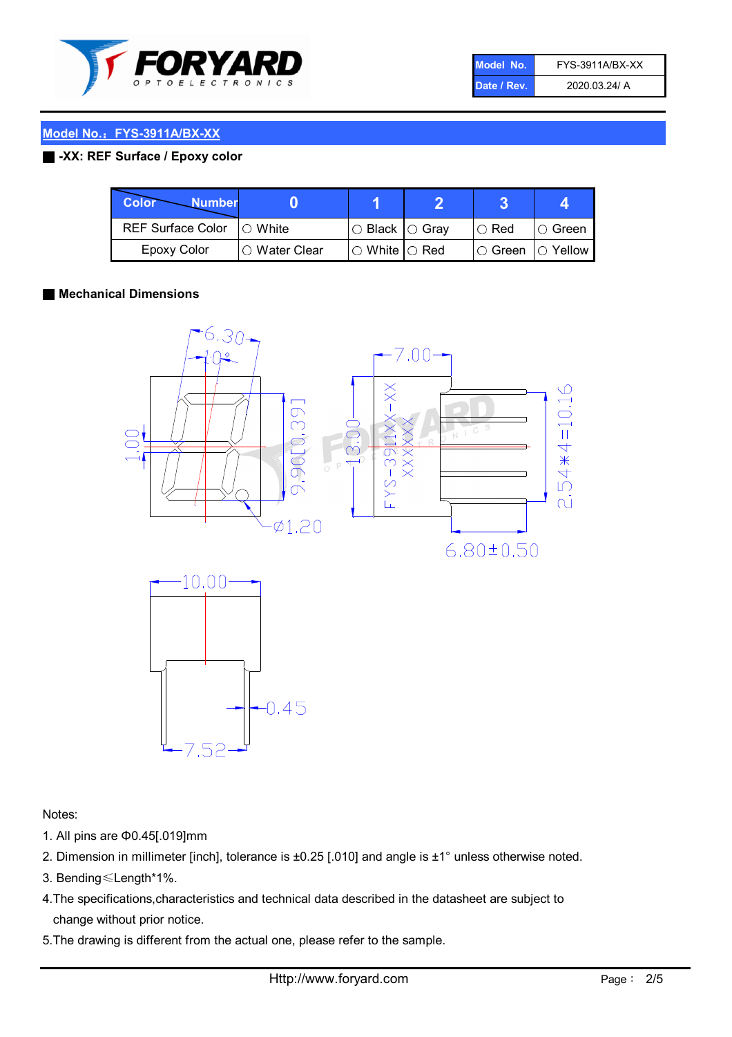| Model No. | FYS-3911A/BX-XX |
| --- | --- |
| Date / Rev. | 2020.03.24/ A |

## Model No.：FYS-3911A/BX-XX

### -XX: REF Surface / Epoxy color

| Color / Number | 0 | 1 | 2 | 3 | 4 |
| --- | --- | --- | --- | --- | --- |
| REF Surface Color | ○ White | ○ Black | ○ Gray | ○ Red | ○ Green |
| Epoxy Color | ○ Water Clear | ○ White | ○ Red | ○ Green | ○ Yellow |

### Mechanical Dimensions

Notes:

1. All pins are Φ0.45[.019]mm
2. Dimension in millimeter [inch], tolerance is ±0.25 [.010] and angle is ±1° unless otherwise noted.
3. Bending≤Length*1%.
4. The specifications,characteristics and technical data described in the datasheet are subject to change without prior notice.
5. The drawing is different from the actual one, please refer to the sample.

Http://www.foryard.com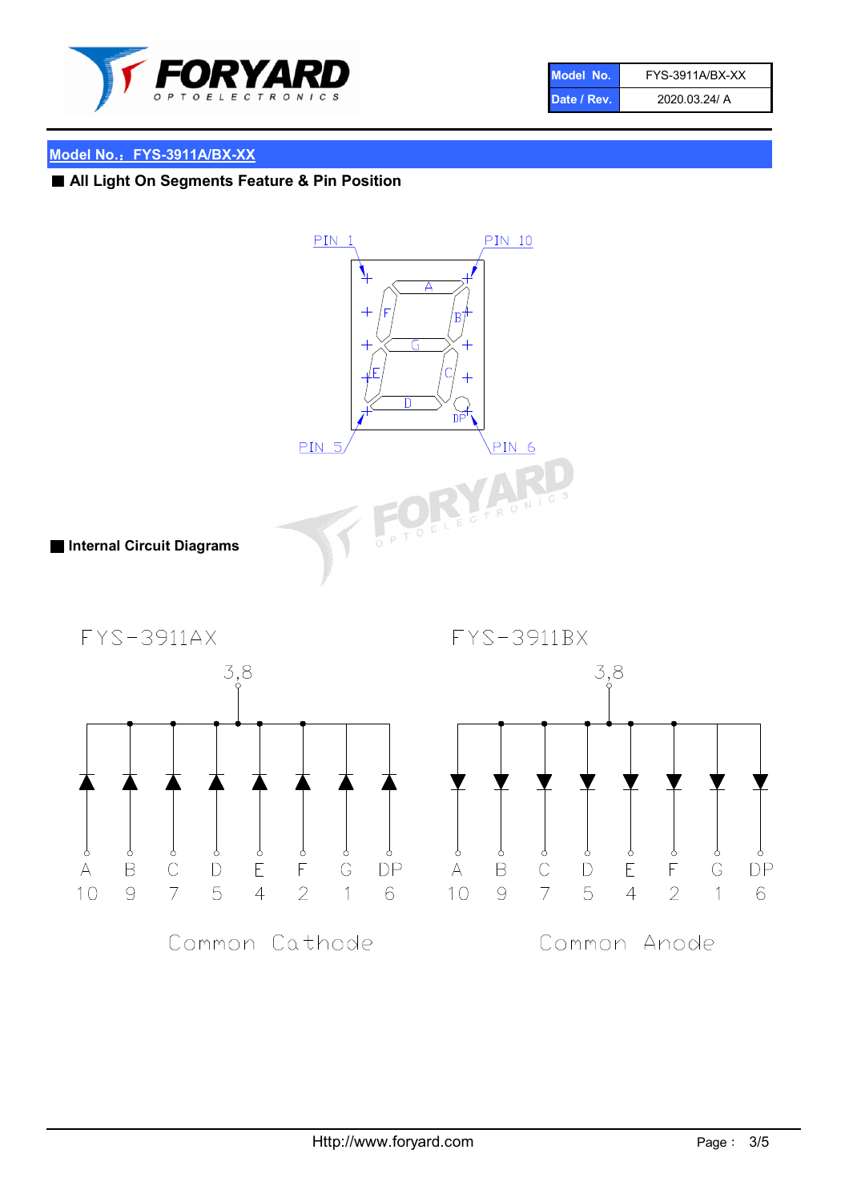| Model No. | FYS-3911A/BX-XX |
| --- | --- |
| Date / Rev. | 2020.03.24/ A |

## Model No.：FYS-3911A/BX-XX

### ■ All Light On Segments Feature & Pin Position

PIN 1 PIN 10

PIN 5 PIN 6

### ■ Internal Circuit Diagrams

**FYS-3911AX** — Common Cathode (common pins 3,8)

| Segment | A | B | C | D | E | F | G | DP |
| --- | --- | --- | --- | --- | --- | --- | --- | --- |
| Pin | 10 | 9 | 7 | 5 | 4 | 2 | 1 | 6 |

**FYS-3911BX** — Common Anode (common pins 3,8)

| Segment | A | B | C | D | E | F | G | DP |
| --- | --- | --- | --- | --- | --- | --- | --- | --- |
| Pin | 10 | 9 | 7 | 5 | 4 | 2 | 1 | 6 |

Http://www.foryard.com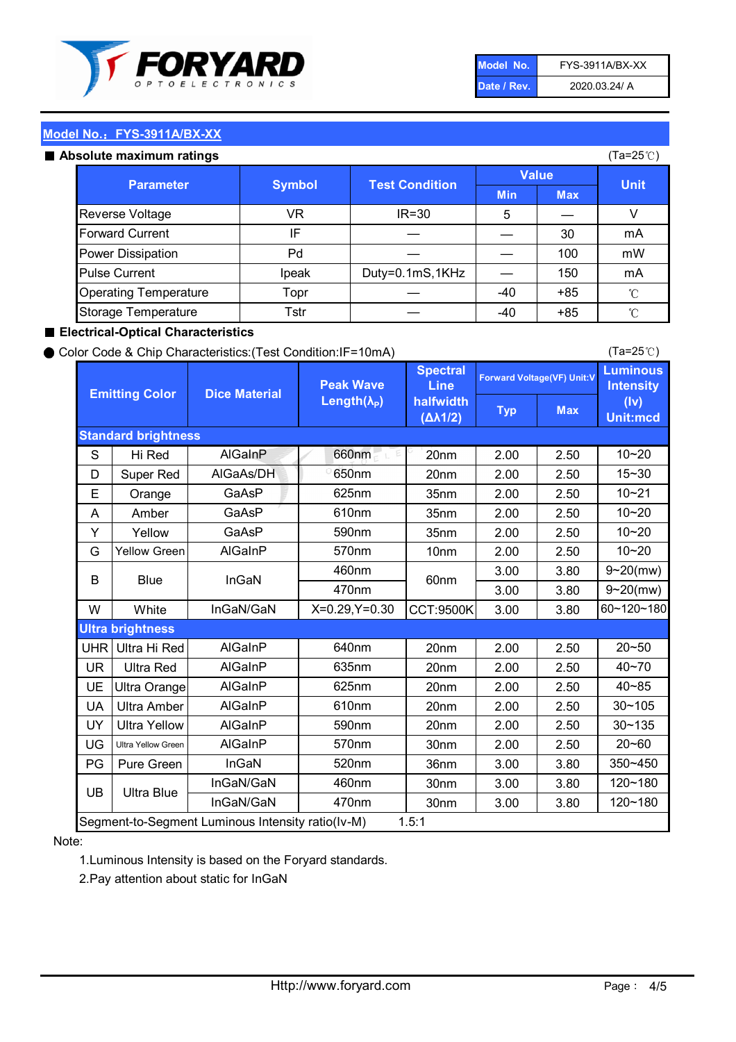| Model No. | FYS-3911A/BX-XX |
| --- | --- |
| Date / Rev. | 2020.03.24/ A |

## Model No.：FYS-3911A/BX-XX

### ■ Absolute maximum ratings

(Ta=25℃)

| Parameter | Symbol | Test Condition | Value | | Unit |
| --- | --- | --- | --- | --- | --- |
| | | | Min | Max | |
| Reverse Voltage | VR | IR=30 | 5 | — | V |
| Forward Current | IF | — | — | 30 | mA |
| Power Dissipation | Pd | — | — | 100 | mW |
| Pulse Current | Ipeak | Duty=0.1mS,1KHz | — | 150 | mA |
| Operating Temperature | Topr | — | -40 | +85 | ℃ |
| Storage Temperature | Tstr | — | -40 | +85 | ℃ |

### ■ Electrical-Optical Characteristics

● Color Code & Chip Characteristics:(Test Condition:IF=10mA)

(Ta=25℃)

| Emitting Color | | Dice Material | Peak Wave Length($\lambda_P$) | Spectral Line halfwidth ($\Delta\lambda 1/2$) | Forward Voltage(VF) Unit:V | | Luminous Intensity (Iv) Unit:mcd |
| --- | --- | --- | --- | --- | --- | --- | --- |
| | | | | | Typ | Max | |
| **Standard brightness** | | | | | | | |
| S | Hi Red | AlGaInP | 660nm | 20nm | 2.00 | 2.50 | 10~20 |
| D | Super Red | AlGaAs/DH | 650nm | 20nm | 2.00 | 2.50 | 15~30 |
| E | Orange | GaAsP | 625nm | 35nm | 2.00 | 2.50 | 10~21 |
| A | Amber | GaAsP | 610nm | 35nm | 2.00 | 2.50 | 10~20 |
| Y | Yellow | GaAsP | 590nm | 35nm | 2.00 | 2.50 | 10~20 |
| G | Yellow Green | AlGaInP | 570nm | 10nm | 2.00 | 2.50 | 10~20 |
| B | Blue | InGaN | 460nm | 60nm | 3.00 | 3.80 | 9~20(mw) |
| | | | 470nm | | 3.00 | 3.80 | 9~20(mw) |
| W | White | InGaN/GaN | X=0.29,Y=0.30 | CCT:9500K | 3.00 | 3.80 | 60~120~180 |
| **Ultra brightness** | | | | | | | |
| UHR | Ultra Hi Red | AlGaInP | 640nm | 20nm | 2.00 | 2.50 | 20~50 |
| UR | Ultra Red | AlGaInP | 635nm | 20nm | 2.00 | 2.50 | 40~70 |
| UE | Ultra Orange | AlGaInP | 625nm | 20nm | 2.00 | 2.50 | 40~85 |
| UA | Ultra Amber | AlGaInP | 610nm | 20nm | 2.00 | 2.50 | 30~105 |
| UY | Ultra Yellow | AlGaInP | 590nm | 20nm | 2.00 | 2.50 | 30~135 |
| UG | Ultra Yellow Green | AlGaInP | 570nm | 30nm | 2.00 | 2.50 | 20~60 |
| PG | Pure Green | InGaN | 520nm | 36nm | 3.00 | 3.80 | 350~450 |
| UB | Ultra Blue | InGaN/GaN | 460nm | 30nm | 3.00 | 3.80 | 120~180 |
| | | InGaN/GaN | 470nm | 30nm | 3.00 | 3.80 | 120~180 |
| Segment-to-Segment Luminous Intensity ratio(Iv-M) | | | 1.5:1 | | | | |

Note:

1.Luminous Intensity is based on the Foryard standards.

2.Pay attention about static for InGaN

Http://www.foryard.com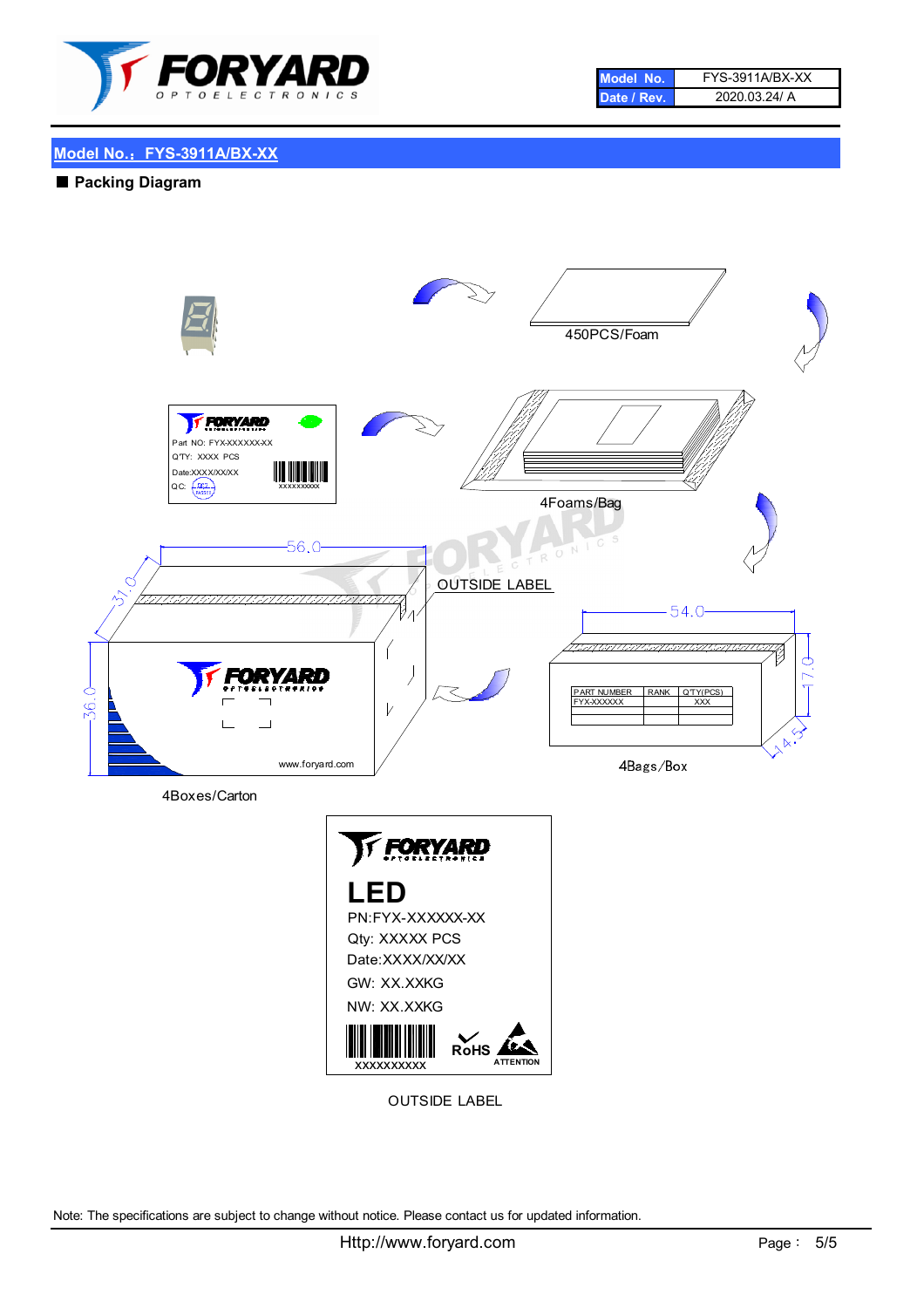| Model No. | FYS-3911A/BX-XX |
| --- | --- |
| Date / Rev. | 2020.03.24/ A |

## Model No.: FYS-3911A/BX-XX

### Packing Diagram

450PCS/Foam

Part NO: FYX-XXXXXXX-XX
Q'TY: XXXX PCS
Date:XXXX/XX/XX
QC:

XXXXXXXXXX

4Foams/Bag

OUTSIDE LABEL

56.0

31.0

36.0

www.foryard.com

4Boxes/Carton

54.0

17.0

14.5

| PART NUMBER | RANK | Q'TY(PCS) |
| --- | --- | --- |
| FYX-XXXXXX | | XXX |
| | | |
| | | |

4Bags/Box

**LED**

PN:FYX-XXXXXX-XX
Qty: XXXXX PCS
Date:XXXX/XX/XX
GW: XX.XXKG
NW: XX.XXKG

XXXXXXXXXX

RoHS

ATTENTION

OUTSIDE LABEL

Note: The specifications are subject to change without notice. Please contact us for updated information.